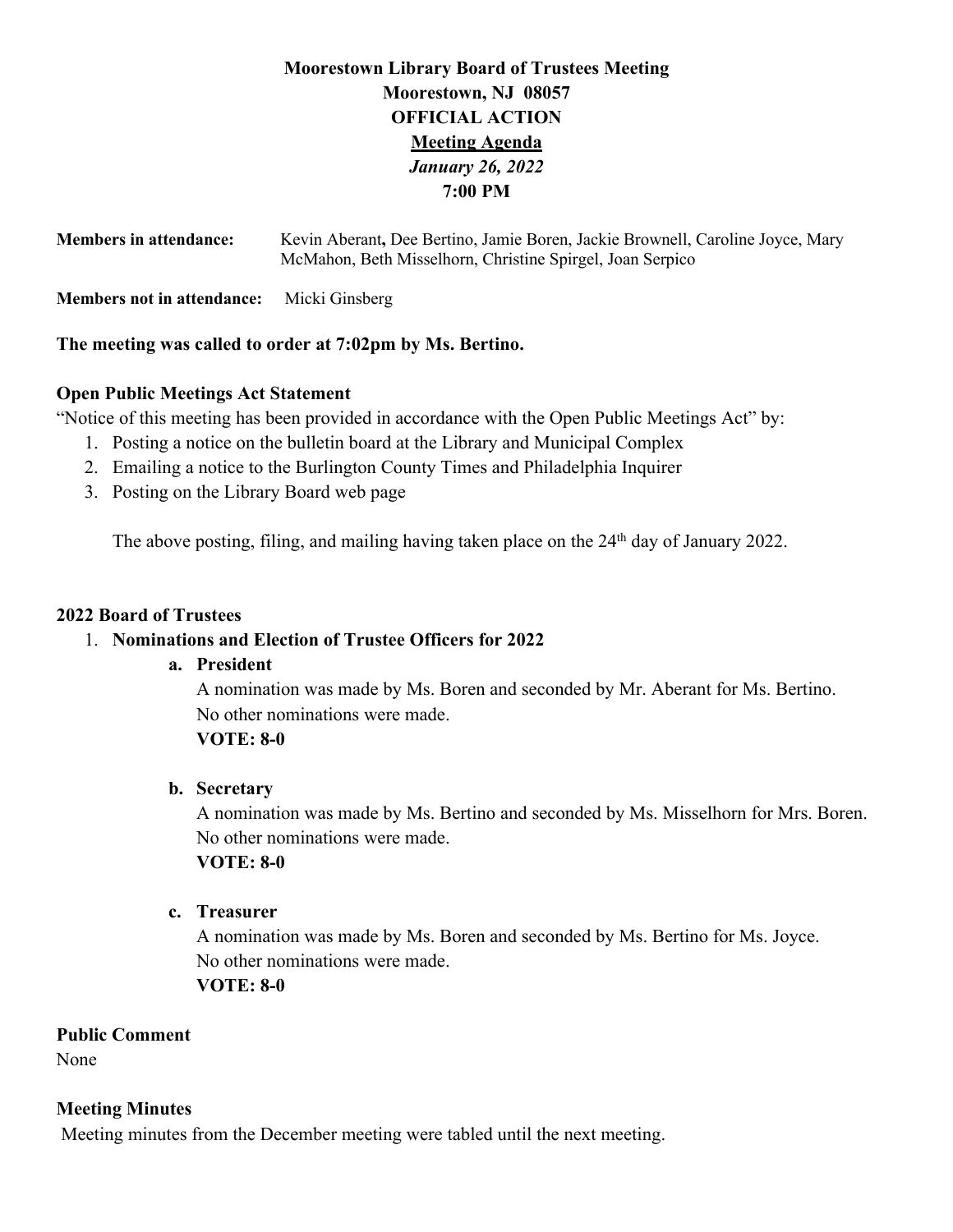**Moorestown Library Board of Trustees Meeting**
**Moorestown, NJ 08057**
**OFFICIAL ACTION**
**Meeting Agenda**
***January 26, 2022***
**7:00 PM**

**Members in attendance:** Kevin Aberant**,** Dee Bertino, Jamie Boren, Jackie Brownell, Caroline Joyce, Mary McMahon, Beth Misselhorn, Christine Spirgel, Joan Serpico

**Members not in attendance:** Micki Ginsberg

**The meeting was called to order at 7:02pm by Ms. Bertino.**

**Open Public Meetings Act Statement**

"Notice of this meeting has been provided in accordance with the Open Public Meetings Act" by:

1. Posting a notice on the bulletin board at the Library and Municipal Complex
2. Emailing a notice to the Burlington County Times and Philadelphia Inquirer
3. Posting on the Library Board web page

The above posting, filing, and mailing having taken place on the 24th day of January 2022.

**2022 Board of Trustees**

1. **Nominations and Election of Trustee Officers for 2022**
   - **a. President**
     A nomination was made by Ms. Boren and seconded by Mr. Aberant for Ms. Bertino.
     No other nominations were made.
     **VOTE: 8-0**
   - **b. Secretary**
     A nomination was made by Ms. Bertino and seconded by Ms. Misselhorn for Mrs. Boren.
     No other nominations were made.
     **VOTE: 8-0**
   - **c. Treasurer**
     A nomination was made by Ms. Boren and seconded by Ms. Bertino for Ms. Joyce.
     No other nominations were made.
     **VOTE: 8-0**

**Public Comment**

None

**Meeting Minutes**

Meeting minutes from the December meeting were tabled until the next meeting.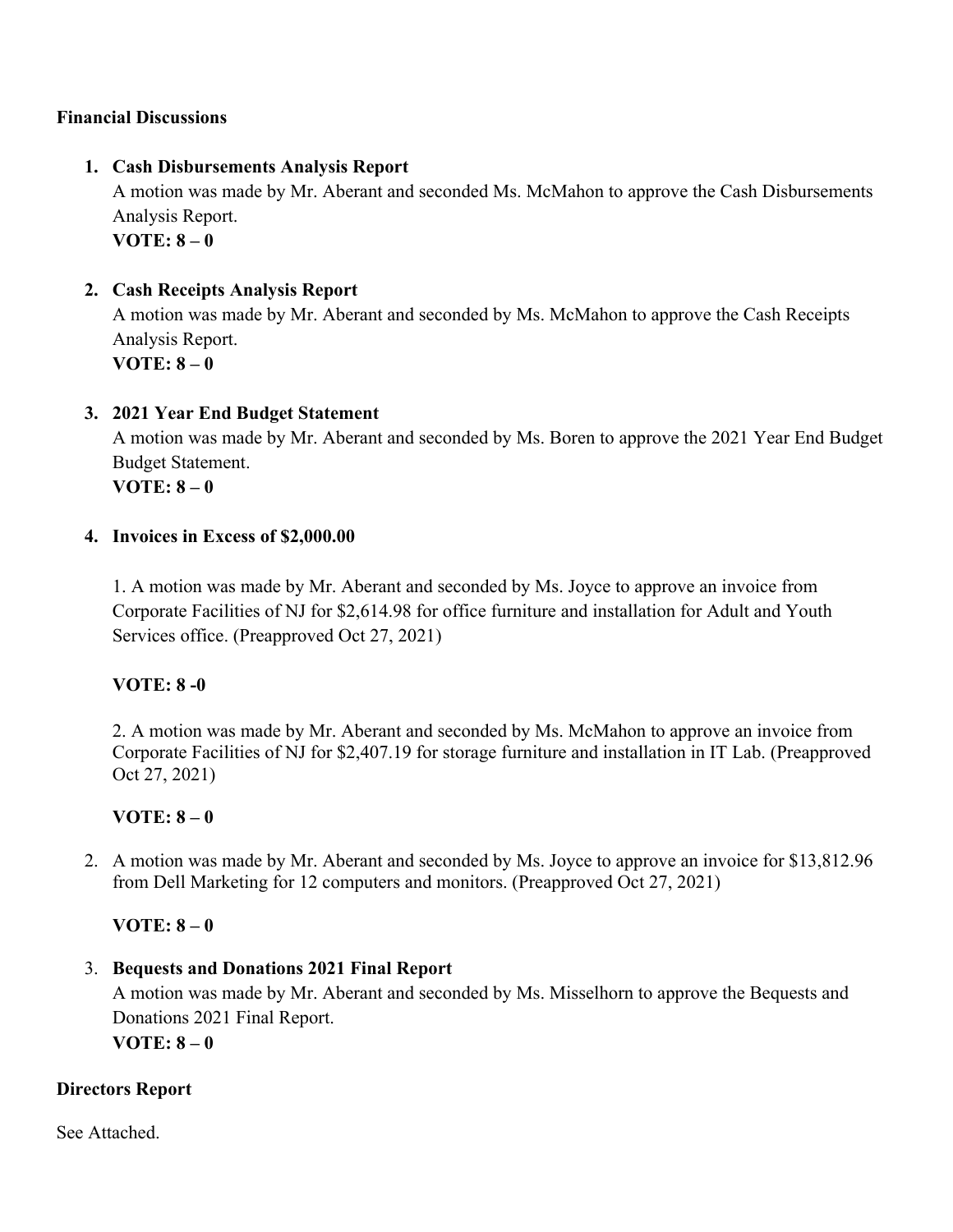**Financial Discussions**

1. **Cash Disbursements Analysis Report**
   A motion was made by Mr. Aberant and seconded Ms. McMahon to approve the Cash Disbursements Analysis Report.
   **VOTE: 8 – 0**

2. **Cash Receipts Analysis Report**
   A motion was made by Mr. Aberant and seconded by Ms. McMahon to approve the Cash Receipts Analysis Report.
   **VOTE: 8 – 0**

3. **2021 Year End Budget Statement**
   A motion was made by Mr. Aberant and seconded by Ms. Boren to approve the 2021 Year End Budget Budget Statement.
   **VOTE: 8 – 0**

4. **Invoices in Excess of $2,000.00**

   1. A motion was made by Mr. Aberant and seconded by Ms. Joyce to approve an invoice from Corporate Facilities of NJ for $2,614.98 for office furniture and installation for Adult and Youth Services office. (Preapproved Oct 27, 2021)

   **VOTE: 8 -0**

   2. A motion was made by Mr. Aberant and seconded by Ms. McMahon to approve an invoice from Corporate Facilities of NJ for $2,407.19 for storage furniture and installation in IT Lab. (Preapproved Oct 27, 2021)

   **VOTE: 8 – 0**

2. A motion was made by Mr. Aberant and seconded by Ms. Joyce to approve an invoice for $13,812.96 from Dell Marketing for 12 computers and monitors. (Preapproved Oct 27, 2021)

   **VOTE: 8 – 0**

3. **Bequests and Donations 2021 Final Report**
   A motion was made by Mr. Aberant and seconded by Ms. Misselhorn to approve the Bequests and Donations 2021 Final Report.
   **VOTE: 8 – 0**

**Directors Report**

See Attached.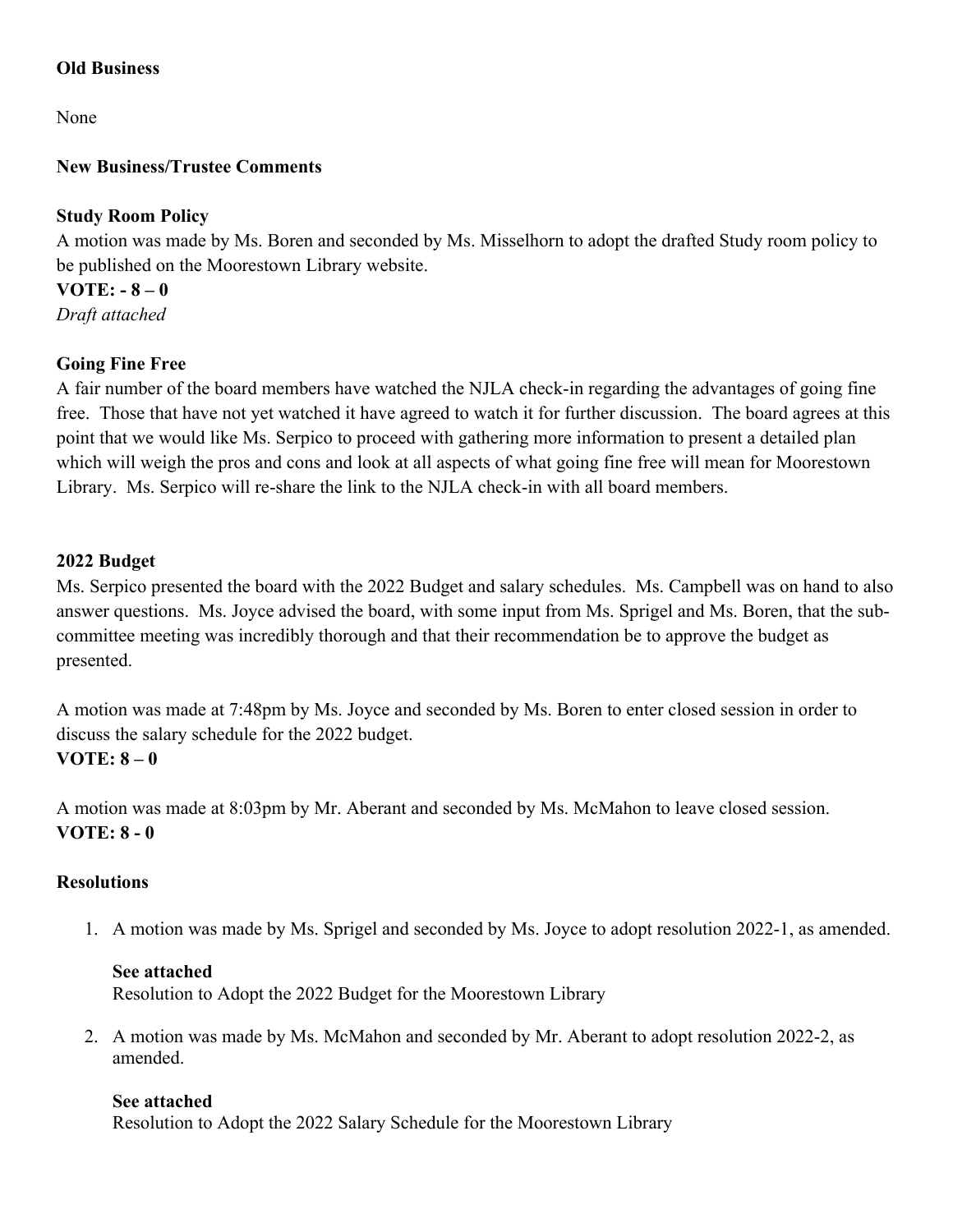**Old Business**

None

**New Business/Trustee Comments**

**Study Room Policy**

A motion was made by Ms. Boren and seconded by Ms. Misselhorn to adopt the drafted Study room policy to be published on the Moorestown Library website.

**VOTE: - 8 – 0**

*Draft attached*

**Going Fine Free**

A fair number of the board members have watched the NJLA check-in regarding the advantages of going fine free. Those that have not yet watched it have agreed to watch it for further discussion. The board agrees at this point that we would like Ms. Serpico to proceed with gathering more information to present a detailed plan which will weigh the pros and cons and look at all aspects of what going fine free will mean for Moorestown Library. Ms. Serpico will re-share the link to the NJLA check-in with all board members.

**2022 Budget**

Ms. Serpico presented the board with the 2022 Budget and salary schedules. Ms. Campbell was on hand to also answer questions. Ms. Joyce advised the board, with some input from Ms. Sprigel and Ms. Boren, that the sub-committee meeting was incredibly thorough and that their recommendation be to approve the budget as presented.

A motion was made at 7:48pm by Ms. Joyce and seconded by Ms. Boren to enter closed session in order to discuss the salary schedule for the 2022 budget.

**VOTE: 8 – 0**

A motion was made at 8:03pm by Mr. Aberant and seconded by Ms. McMahon to leave closed session.

**VOTE: 8 - 0**

**Resolutions**

1. A motion was made by Ms. Sprigel and seconded by Ms. Joyce to adopt resolution 2022-1, as amended.

   **See attached**
   Resolution to Adopt the 2022 Budget for the Moorestown Library

2. A motion was made by Ms. McMahon and seconded by Mr. Aberant to adopt resolution 2022-2, as amended.

   **See attached**
   Resolution to Adopt the 2022 Salary Schedule for the Moorestown Library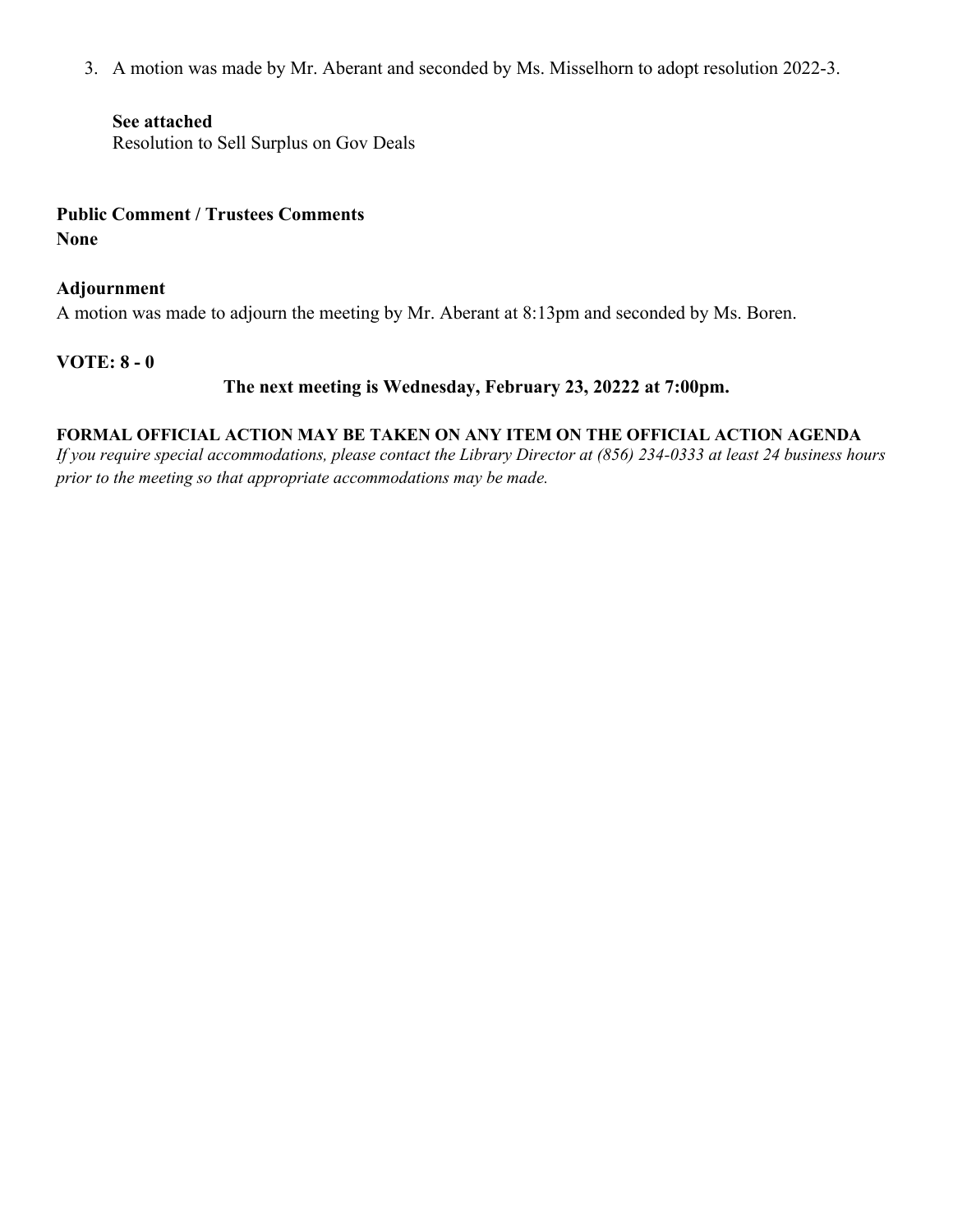3. A motion was made by Mr. Aberant and seconded by Ms. Misselhorn to adopt resolution 2022-3.

   **See attached**
   Resolution to Sell Surplus on Gov Deals

**Public Comment / Trustees Comments**
**None**

**Adjournment**
A motion was made to adjourn the meeting by Mr. Aberant at 8:13pm and seconded by Ms. Boren.

**VOTE: 8 - 0**

**The next meeting is Wednesday, February 23, 20222 at 7:00pm.**

**FORMAL OFFICIAL ACTION MAY BE TAKEN ON ANY ITEM ON THE OFFICIAL ACTION AGENDA**
*If you require special accommodations, please contact the Library Director at (856) 234-0333 at least 24 business hours prior to the meeting so that appropriate accommodations may be made.*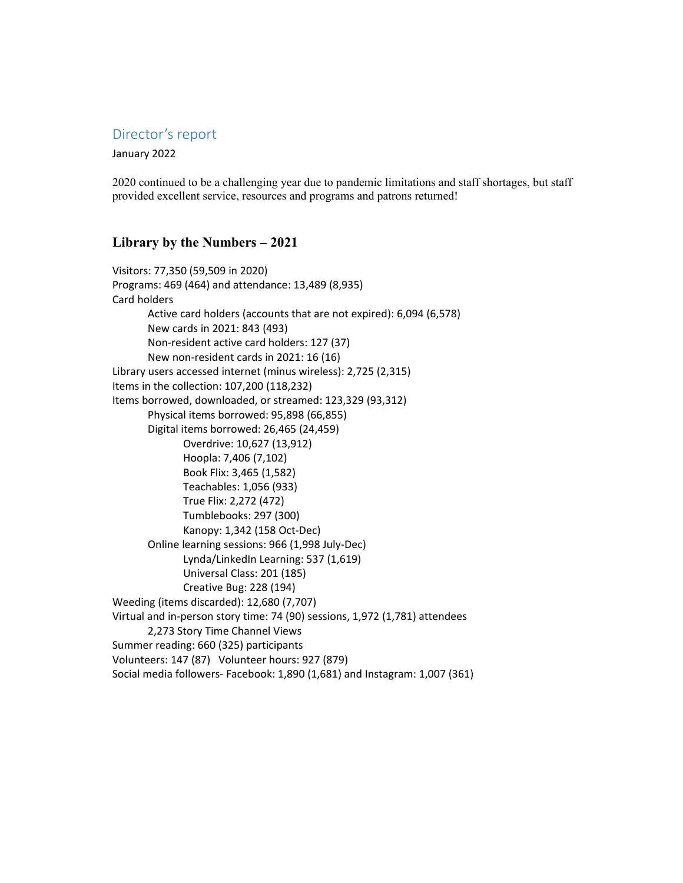## Director's report

January 2022

2020 continued to be a challenging year due to pandemic limitations and staff shortages, but staff provided excellent service, resources and programs and patrons returned!

### Library by the Numbers – 2021

Visitors: 77,350 (59,509 in 2020)
Programs: 469 (464) and attendance: 13,489 (8,935)
Card holders
- Active card holders (accounts that are not expired): 6,094 (6,578)
- New cards in 2021: 843 (493)
- Non-resident active card holders: 127 (37)
- New non-resident cards in 2021: 16 (16)

Library users accessed internet (minus wireless): 2,725 (2,315)
Items in the collection: 107,200 (118,232)
Items borrowed, downloaded, or streamed: 123,329 (93,312)
- Physical items borrowed: 95,898 (66,855)
- Digital items borrowed: 26,465 (24,459)
  - Overdrive: 10,627 (13,912)
  - Hoopla: 7,406 (7,102)
  - Book Flix: 3,465 (1,582)
  - Teachables: 1,056 (933)
  - True Flix: 2,272 (472)
  - Tumblebooks: 297 (300)
  - Kanopy: 1,342 (158 Oct-Dec)
- Online learning sessions: 966 (1,998 July-Dec)
  - Lynda/LinkedIn Learning: 537 (1,619)
  - Universal Class: 201 (185)
  - Creative Bug: 228 (194)

Weeding (items discarded): 12,680 (7,707)
Virtual and in-person story time: 74 (90) sessions, 1,972 (1,781) attendees
- 2,273 Story Time Channel Views

Summer reading: 660 (325) participants
Volunteers: 147 (87) Volunteer hours: 927 (879)
Social media followers- Facebook: 1,890 (1,681) and Instagram: 1,007 (361)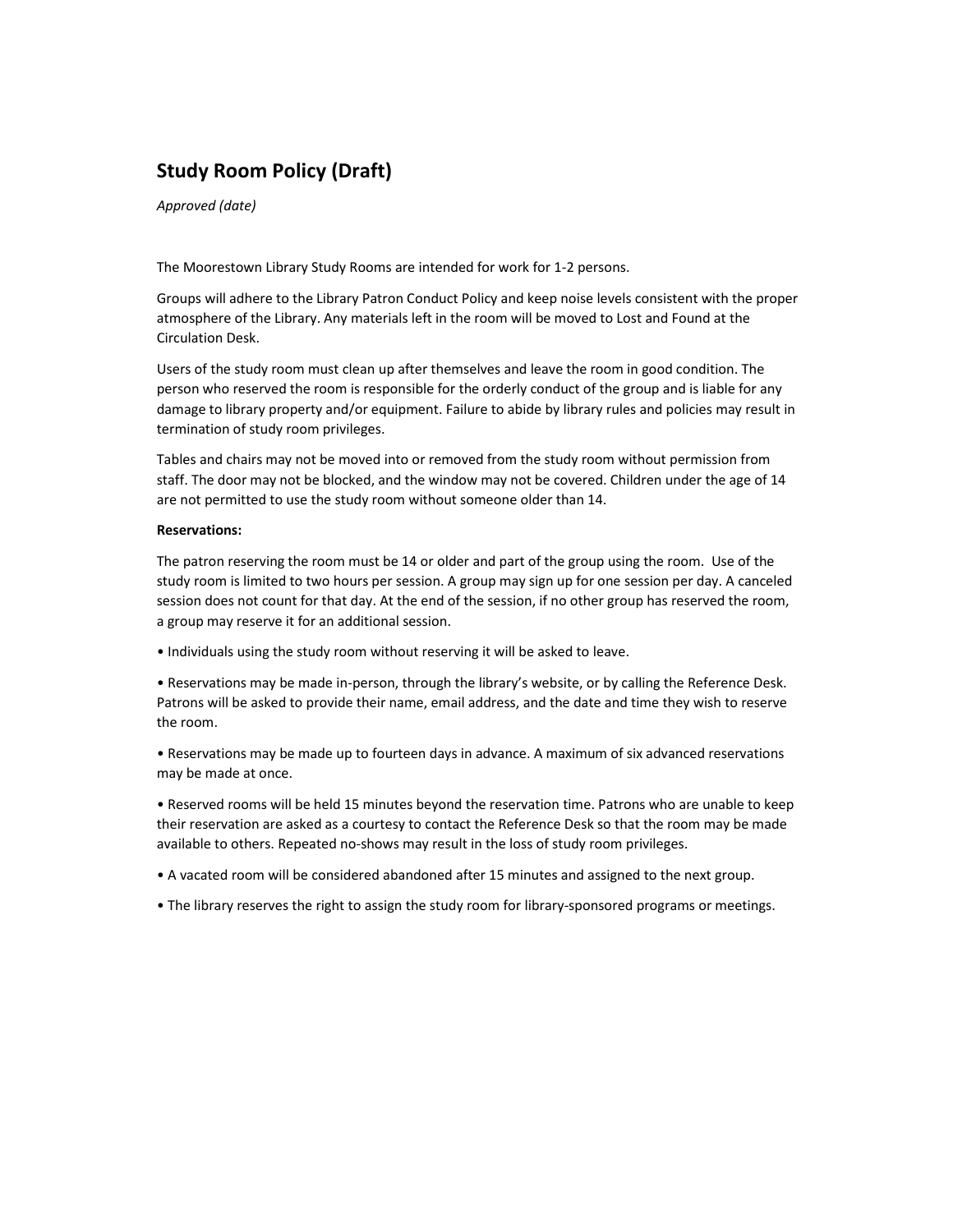## Study Room Policy (Draft)

*Approved (date)*

The Moorestown Library Study Rooms are intended for work for 1-2 persons.

Groups will adhere to the Library Patron Conduct Policy and keep noise levels consistent with the proper atmosphere of the Library. Any materials left in the room will be moved to Lost and Found at the Circulation Desk.

Users of the study room must clean up after themselves and leave the room in good condition. The person who reserved the room is responsible for the orderly conduct of the group and is liable for any damage to library property and/or equipment. Failure to abide by library rules and policies may result in termination of study room privileges.

Tables and chairs may not be moved into or removed from the study room without permission from staff. The door may not be blocked, and the window may not be covered. Children under the age of 14 are not permitted to use the study room without someone older than 14.

**Reservations:**

The patron reserving the room must be 14 or older and part of the group using the room. Use of the study room is limited to two hours per session. A group may sign up for one session per day. A canceled session does not count for that day. At the end of the session, if no other group has reserved the room, a group may reserve it for an additional session.

- Individuals using the study room without reserving it will be asked to leave.

- Reservations may be made in-person, through the library's website, or by calling the Reference Desk. Patrons will be asked to provide their name, email address, and the date and time they wish to reserve the room.

- Reservations may be made up to fourteen days in advance. A maximum of six advanced reservations may be made at once.

- Reserved rooms will be held 15 minutes beyond the reservation time. Patrons who are unable to keep their reservation are asked as a courtesy to contact the Reference Desk so that the room may be made available to others. Repeated no-shows may result in the loss of study room privileges.

- A vacated room will be considered abandoned after 15 minutes and assigned to the next group.

- The library reserves the right to assign the study room for library-sponsored programs or meetings.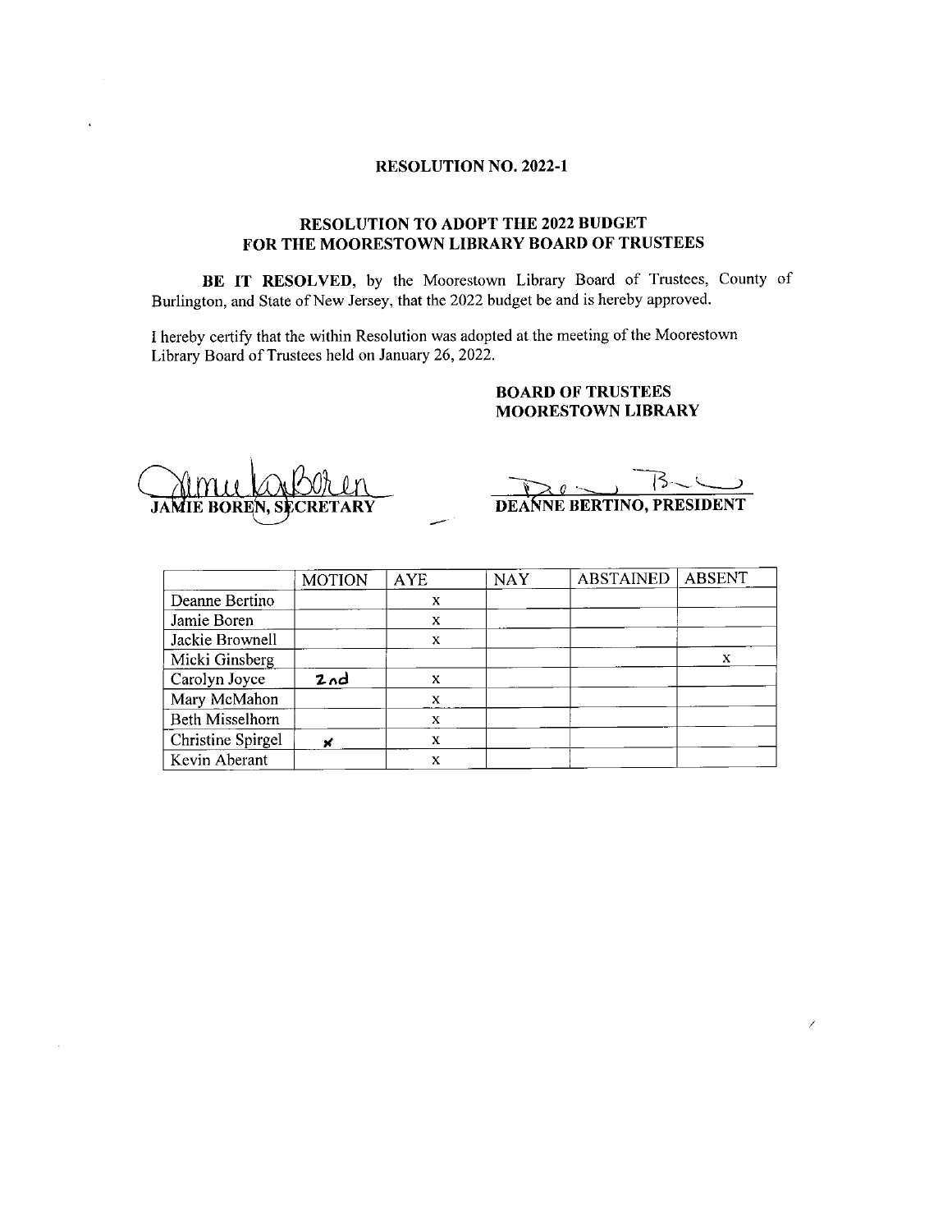**RESOLUTION NO. 2022-1**

**RESOLUTION TO ADOPT THE 2022 BUDGET FOR THE MOORESTOWN LIBRARY BOARD OF TRUSTEES**

**BE IT RESOLVED**, by the Moorestown Library Board of Trustees, County of Burlington, and State of New Jersey, that the 2022 budget be and is hereby approved.

I hereby certify that the within Resolution was adopted at the meeting of the Moorestown Library Board of Trustees held on January 26, 2022.

**BOARD OF TRUSTEES**
**MOORESTOWN LIBRARY**

JAMIE BOREN, SECRETARY

DEANNE BERTINO, PRESIDENT

| | MOTION | AYE | NAY | ABSTAINED | ABSENT |
|---|---|---|---|---|---|
| Deanne Bertino | | x | | | |
| Jamie Boren | | x | | | |
| Jackie Brownell | | x | | | |
| Micki Ginsberg | | | | | x |
| Carolyn Joyce | 2nd | x | | | |
| Mary McMahon | | x | | | |
| Beth Misselhorn | | x | | | |
| Christine Spirgel | x | x | | | |
| Kevin Aberant | | x | | | |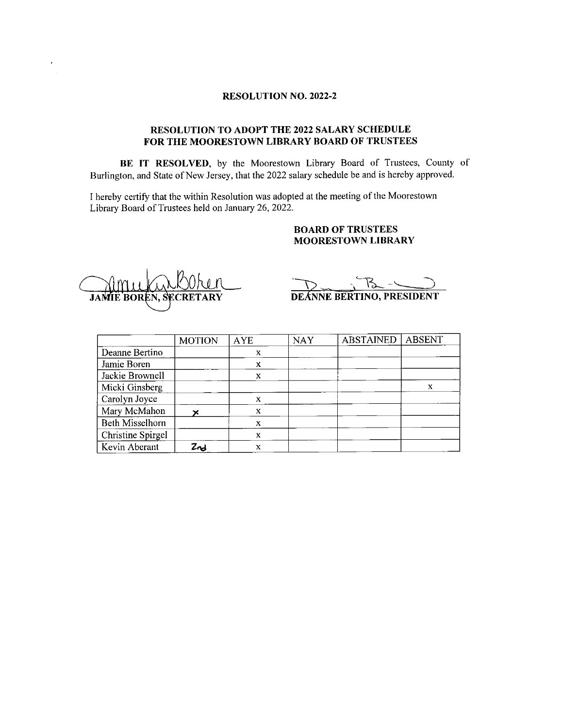**RESOLUTION NO. 2022-2**

**RESOLUTION TO ADOPT THE 2022 SALARY SCHEDULE FOR THE MOORESTOWN LIBRARY BOARD OF TRUSTEES**

**BE IT RESOLVED**, by the Moorestown Library Board of Trustees, County of Burlington, and State of New Jersey, that the 2022 salary schedule be and is hereby approved.

I hereby certify that the within Resolution was adopted at the meeting of the Moorestown Library Board of Trustees held on January 26, 2022.

**BOARD OF TRUSTEES**
**MOORESTOWN LIBRARY**

**JAMIE BOREN, SECRETARY**

**DEANNE BERTINO, PRESIDENT**

| | MOTION | AYE | NAY | ABSTAINED | ABSENT |
|---|---|---|---|---|---|
| Deanne Bertino | | x | | | |
| Jamie Boren | | x | | | |
| Jackie Brownell | | x | | | |
| Micki Ginsberg | | | | | x |
| Carolyn Joyce | | x | | | |
| Mary McMahon | x | x | | | |
| Beth Misselhorn | | x | | | |
| Christine Spirgel | | x | | | |
| Kevin Aberant | 2nd | x | | | |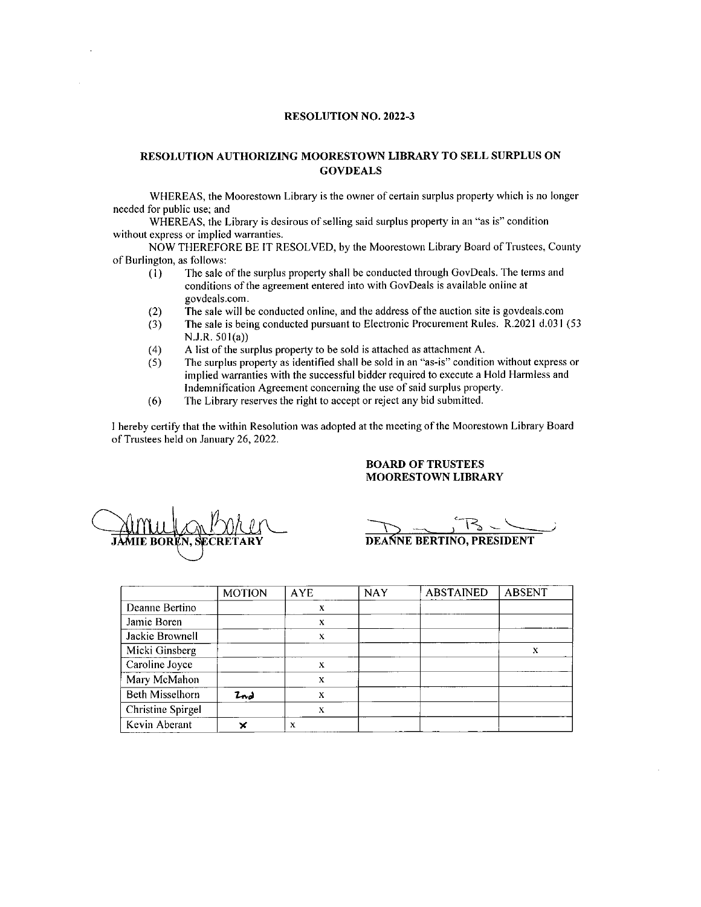**RESOLUTION NO. 2022-3**

**RESOLUTION AUTHORIZING MOORESTOWN LIBRARY TO SELL SURPLUS ON GOVDEALS**

WHEREAS, the Moorestown Library is the owner of certain surplus property which is no longer needed for public use; and

WHEREAS, the Library is desirous of selling said surplus property in an "as is" condition without express or implied warranties.

NOW THEREFORE BE IT RESOLVED, by the Moorestown Library Board of Trustees, County of Burlington, as follows:

(1) The sale of the surplus property shall be conducted through GovDeals. The terms and conditions of the agreement entered into with GovDeals is available online at govdeals.com.

(2) The sale will be conducted online, and the address of the auction site is govdeals.com

(3) The sale is being conducted pursuant to Electronic Procurement Rules. R.2021 d.031 (53 N.J.R. 501(a))

(4) A list of the surplus property to be sold is attached as attachment A.

(5) The surplus property as identified shall be sold in an "as-is" condition without express or implied warranties with the successful bidder required to execute a Hold Harmless and Indemnification Agreement concerning the use of said surplus property.

(6) The Library reserves the right to accept or reject any bid submitted.

I hereby certify that the within Resolution was adopted at the meeting of the Moorestown Library Board of Trustees held on January 26, 2022.

**BOARD OF TRUSTEES**
**MOORESTOWN LIBRARY**

**JAMIE BOREN, SECRETARY**

**DEANNE BERTINO, PRESIDENT**

| | MOTION | AYE | NAY | ABSTAINED | ABSENT |
|---|---|---|---|---|---|
| Deanne Bertino | | x | | | |
| Jamie Boren | | x | | | |
| Jackie Brownell | | x | | | |
| Micki Ginsberg | | | | | x |
| Caroline Joyce | | x | | | |
| Mary McMahon | | x | | | |
| Beth Misselhorn | 2nd | x | | | |
| Christine Spirgel | | x | | | |
| Kevin Aberant | x | x | | | |